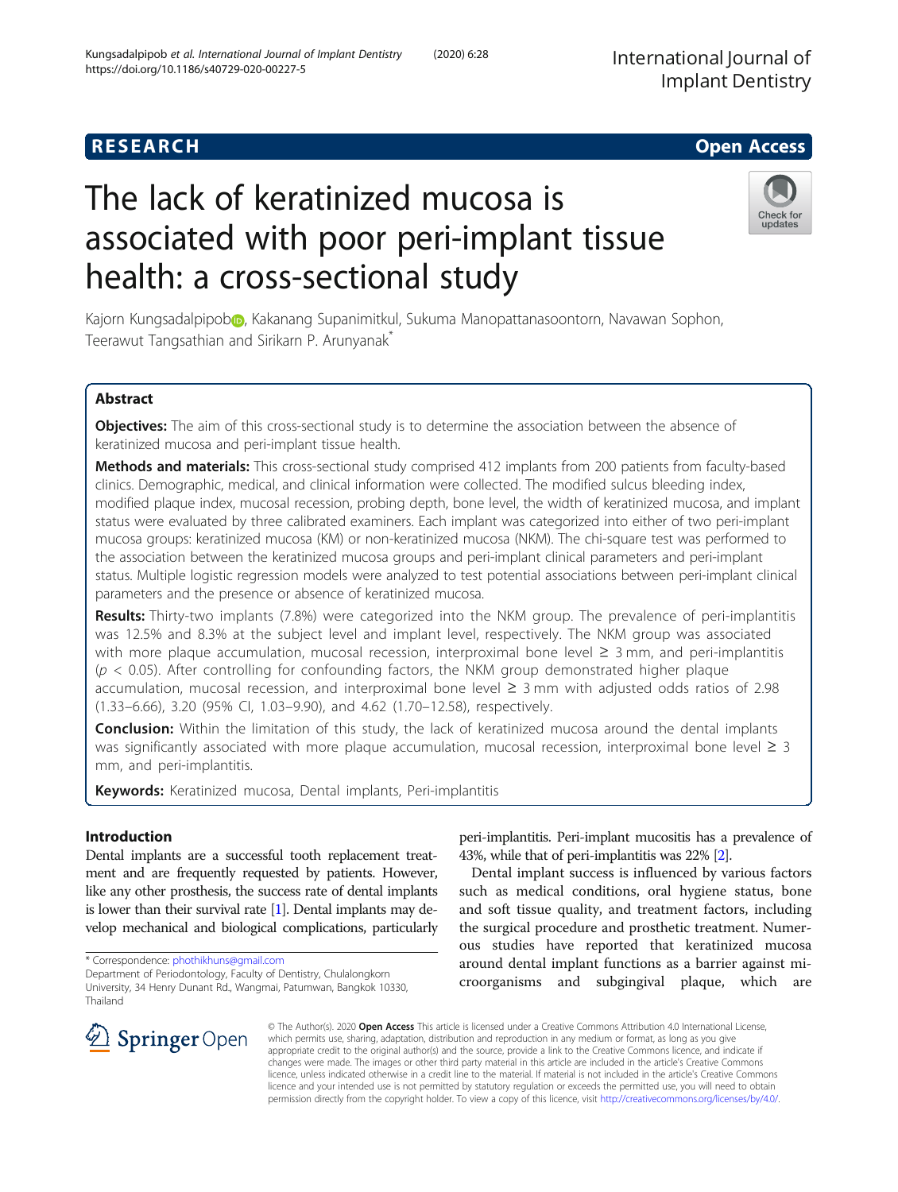**RESEARCH** **Open Access**

# The lack of keratinized mucosa is associated with poor peri-implant tissue health: a cross-sectional study

Kajorn Kungsadalpipob, Kakanang Supanimitkul, Sukuma Manopattanasoontorn, Navawan Sophon, Teerawut Tangsathian and Sirikarn P. Arunyanak*

## Abstract

**Objectives:** The aim of this cross-sectional study is to determine the association between the absence of keratinized mucosa and peri-implant tissue health.

**Methods and materials:** This cross-sectional study comprised 412 implants from 200 patients from faculty-based clinics. Demographic, medical, and clinical information were collected. The modified sulcus bleeding index, modified plaque index, mucosal recession, probing depth, bone level, the width of keratinized mucosa, and implant status were evaluated by three calibrated examiners. Each implant was categorized into either of two peri-implant mucosa groups: keratinized mucosa (KM) or non-keratinized mucosa (NKM). The chi-square test was performed to the association between the keratinized mucosa groups and peri-implant clinical parameters and peri-implant status. Multiple logistic regression models were analyzed to test potential associations between peri-implant clinical parameters and the presence or absence of keratinized mucosa.

**Results:** Thirty-two implants (7.8%) were categorized into the NKM group. The prevalence of peri-implantitis was 12.5% and 8.3% at the subject level and implant level, respectively. The NKM group was associated with more plaque accumulation, mucosal recession, interproximal bone level ≥ 3 mm, and peri-implantitis ($p < 0.05$). After controlling for confounding factors, the NKM group demonstrated higher plaque accumulation, mucosal recession, and interproximal bone level ≥ 3 mm with adjusted odds ratios of 2.98 (1.33–6.66), 3.20 (95% CI, 1.03–9.90), and 4.62 (1.70–12.58), respectively.

**Conclusion:** Within the limitation of this study, the lack of keratinized mucosa around the dental implants was significantly associated with more plaque accumulation, mucosal recession, interproximal bone level ≥ 3 mm, and peri-implantitis.

**Keywords:** Keratinized mucosa, Dental implants, Peri-implantitis

## Introduction

Dental implants are a successful tooth replacement treatment and are frequently requested by patients. However, like any other prosthesis, the success rate of dental implants is lower than their survival rate [1]. Dental implants may develop mechanical and biological complications, particularly peri-implantitis. Peri-implant mucositis has a prevalence of 43%, while that of peri-implantitis was 22% [2].

Dental implant success is influenced by various factors such as medical conditions, oral hygiene status, bone and soft tissue quality, and treatment factors, including the surgical procedure and prosthetic treatment. Numerous studies have reported that keratinized mucosa around dental implant functions as a barrier against microorganisms and subgingival plaque, which are

* Correspondence: phothikhuns@gmail.com
Department of Periodontology, Faculty of Dentistry, Chulalongkorn University, 34 Henry Dunant Rd., Wangmai, Patumwan, Bangkok 10330, Thailand

© The Author(s). 2020 **Open Access** This article is licensed under a Creative Commons Attribution 4.0 International License, which permits use, sharing, adaptation, distribution and reproduction in any medium or format, as long as you give appropriate credit to the original author(s) and the source, provide a link to the Creative Commons licence, and indicate if changes were made. The images or other third party material in this article are included in the article's Creative Commons licence, unless indicated otherwise in a credit line to the material. If material is not included in the article's Creative Commons licence and your intended use is not permitted by statutory regulation or exceeds the permitted use, you will need to obtain permission directly from the copyright holder. To view a copy of this licence, visit http://creativecommons.org/licenses/by/4.0/.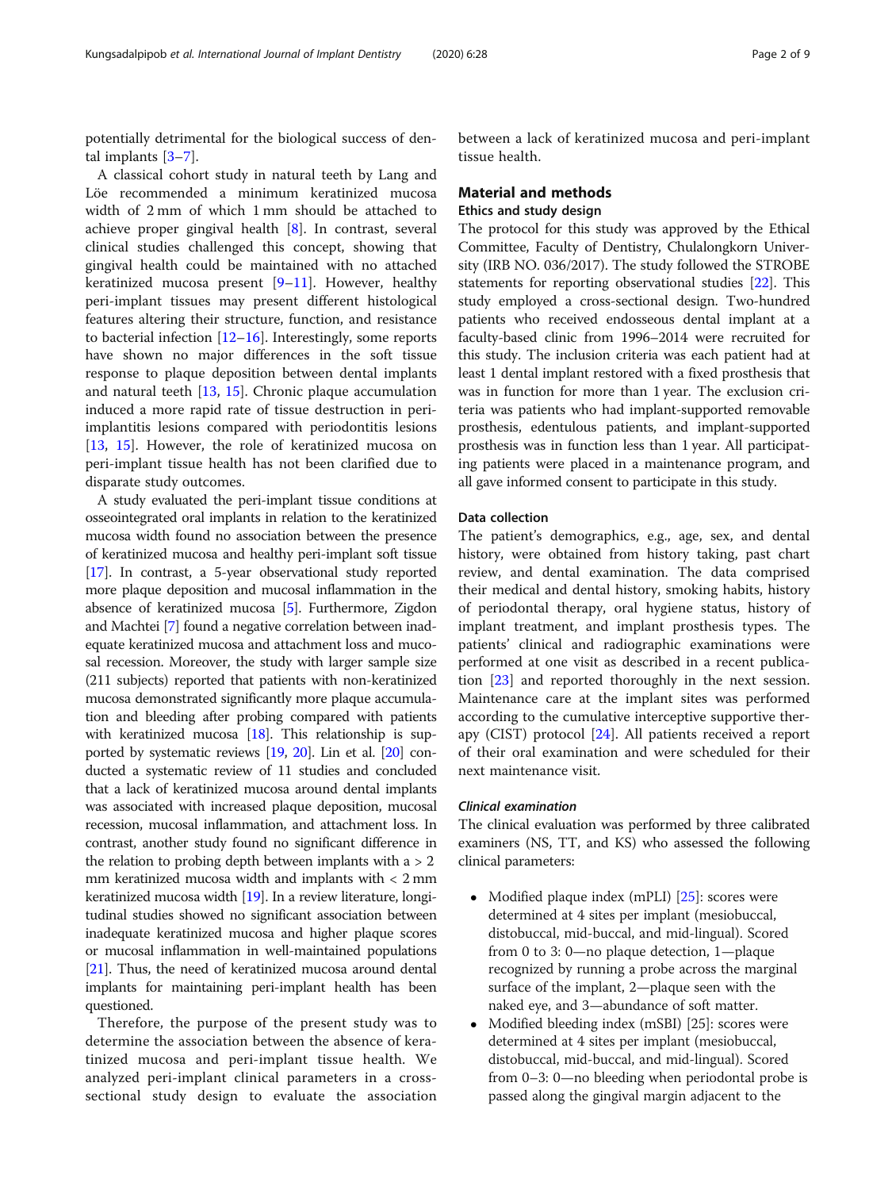potentially detrimental for the biological success of dental implants [3–7].

A classical cohort study in natural teeth by Lang and Löe recommended a minimum keratinized mucosa width of 2 mm of which 1 mm should be attached to achieve proper gingival health [8]. In contrast, several clinical studies challenged this concept, showing that gingival health could be maintained with no attached keratinized mucosa present [9–11]. However, healthy peri-implant tissues may present different histological features altering their structure, function, and resistance to bacterial infection [12–16]. Interestingly, some reports have shown no major differences in the soft tissue response to plaque deposition between dental implants and natural teeth [13, 15]. Chronic plaque accumulation induced a more rapid rate of tissue destruction in peri-implantitis lesions compared with periodontitis lesions [13, 15]. However, the role of keratinized mucosa on peri-implant tissue health has not been clarified due to disparate study outcomes.

A study evaluated the peri-implant tissue conditions at osseointegrated oral implants in relation to the keratinized mucosa width found no association between the presence of keratinized mucosa and healthy peri-implant soft tissue [17]. In contrast, a 5-year observational study reported more plaque deposition and mucosal inflammation in the absence of keratinized mucosa [5]. Furthermore, Zigdon and Machtei [7] found a negative correlation between inadequate keratinized mucosa and attachment loss and mucosal recession. Moreover, the study with larger sample size (211 subjects) reported that patients with non-keratinized mucosa demonstrated significantly more plaque accumulation and bleeding after probing compared with patients with keratinized mucosa [18]. This relationship is supported by systematic reviews [19, 20]. Lin et al. [20] conducted a systematic review of 11 studies and concluded that a lack of keratinized mucosa around dental implants was associated with increased plaque deposition, mucosal recession, mucosal inflammation, and attachment loss. In contrast, another study found no significant difference in the relation to probing depth between implants with a > 2 mm keratinized mucosa width and implants with < 2 mm keratinized mucosa width [19]. In a review literature, longitudinal studies showed no significant association between inadequate keratinized mucosa and higher plaque scores or mucosal inflammation in well-maintained populations [21]. Thus, the need of keratinized mucosa around dental implants for maintaining peri-implant health has been questioned.

Therefore, the purpose of the present study was to determine the association between the absence of keratinized mucosa and peri-implant tissue health. We analyzed peri-implant clinical parameters in a cross-sectional study design to evaluate the association between a lack of keratinized mucosa and peri-implant tissue health.

## Material and methods

### Ethics and study design

The protocol for this study was approved by the Ethical Committee, Faculty of Dentistry, Chulalongkorn University (IRB NO. 036/2017). The study followed the STROBE statements for reporting observational studies [22]. This study employed a cross-sectional design. Two-hundred patients who received endosseous dental implant at a faculty-based clinic from 1996–2014 were recruited for this study. The inclusion criteria was each patient had at least 1 dental implant restored with a fixed prosthesis that was in function for more than 1 year. The exclusion criteria was patients who had implant-supported removable prosthesis, edentulous patients, and implant-supported prosthesis was in function less than 1 year. All participating patients were placed in a maintenance program, and all gave informed consent to participate in this study.

### Data collection

The patient's demographics, e.g., age, sex, and dental history, were obtained from history taking, past chart review, and dental examination. The data comprised their medical and dental history, smoking habits, history of periodontal therapy, oral hygiene status, history of implant treatment, and implant prosthesis types. The patients' clinical and radiographic examinations were performed at one visit as described in a recent publication [23] and reported thoroughly in the next session. Maintenance care at the implant sites was performed according to the cumulative interceptive supportive therapy (CIST) protocol [24]. All patients received a report of their oral examination and were scheduled for their next maintenance visit.

#### *Clinical examination*

The clinical evaluation was performed by three calibrated examiners (NS, TT, and KS) who assessed the following clinical parameters:

- Modified plaque index (mPLI) [25]: scores were determined at 4 sites per implant (mesiobuccal, distobuccal, mid-buccal, and mid-lingual). Scored from 0 to 3: 0—no plaque detection, 1—plaque recognized by running a probe across the marginal surface of the implant, 2—plaque seen with the naked eye, and 3—abundance of soft matter.
- Modified bleeding index (mSBI) [25]: scores were determined at 4 sites per implant (mesiobuccal, distobuccal, mid-buccal, and mid-lingual). Scored from 0–3: 0—no bleeding when periodontal probe is passed along the gingival margin adjacent to the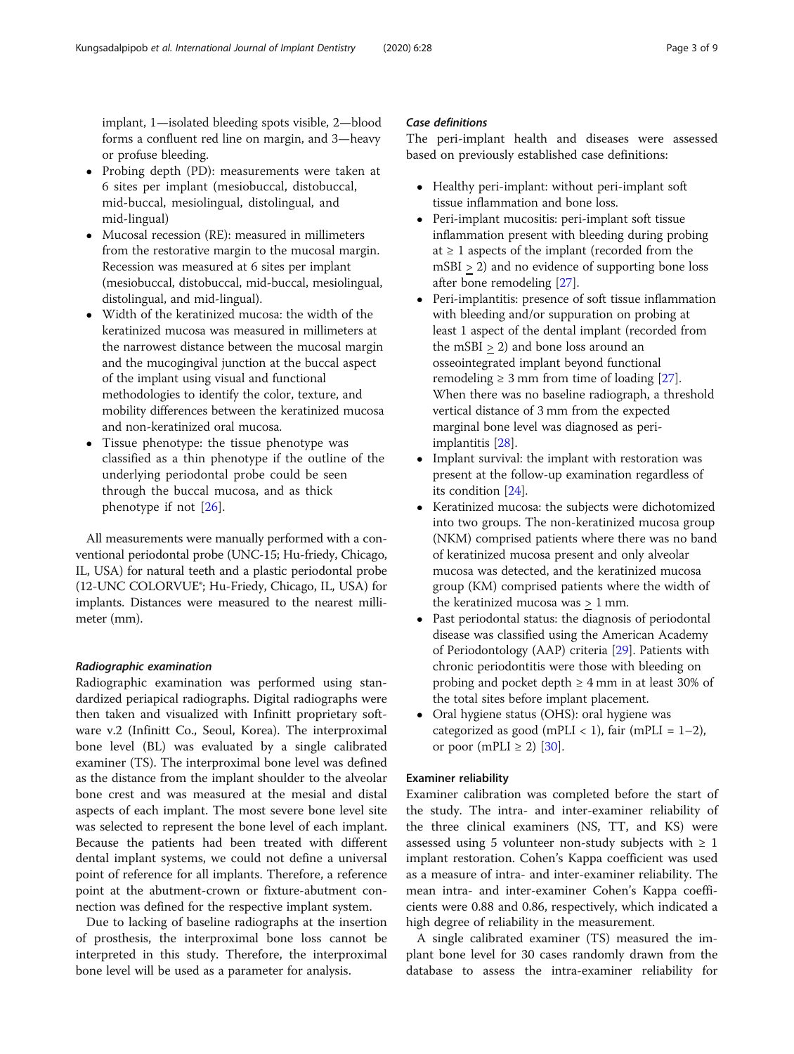implant, 1—isolated bleeding spots visible, 2—blood forms a confluent red line on margin, and 3—heavy or profuse bleeding.

- Probing depth (PD): measurements were taken at 6 sites per implant (mesiobuccal, distobuccal, mid-buccal, mesiolingual, distolingual, and mid-lingual)
- Mucosal recession (RE): measured in millimeters from the restorative margin to the mucosal margin. Recession was measured at 6 sites per implant (mesiobuccal, distobuccal, mid-buccal, mesiolingual, distolingual, and mid-lingual).
- Width of the keratinized mucosa: the width of the keratinized mucosa was measured in millimeters at the narrowest distance between the mucosal margin and the mucogingival junction at the buccal aspect of the implant using visual and functional methodologies to identify the color, texture, and mobility differences between the keratinized mucosa and non-keratinized oral mucosa.
- Tissue phenotype: the tissue phenotype was classified as a thin phenotype if the outline of the underlying periodontal probe could be seen through the buccal mucosa, and as thick phenotype if not [26].

All measurements were manually performed with a conventional periodontal probe (UNC-15; Hu-friedy, Chicago, IL, USA) for natural teeth and a plastic periodontal probe (12-UNC COLORVUE®; Hu-Friedy, Chicago, IL, USA) for implants. Distances were measured to the nearest millimeter (mm).

#### *Radiographic examination*

Radiographic examination was performed using standardized periapical radiographs. Digital radiographs were then taken and visualized with Infinitt proprietary software v.2 (Infinitt Co., Seoul, Korea). The interproximal bone level (BL) was evaluated by a single calibrated examiner (TS). The interproximal bone level was defined as the distance from the implant shoulder to the alveolar bone crest and was measured at the mesial and distal aspects of each implant. The most severe bone level site was selected to represent the bone level of each implant. Because the patients had been treated with different dental implant systems, we could not define a universal point of reference for all implants. Therefore, a reference point at the abutment-crown or fixture-abutment connection was defined for the respective implant system.

Due to lacking of baseline radiographs at the insertion of prosthesis, the interproximal bone loss cannot be interpreted in this study. Therefore, the interproximal bone level will be used as a parameter for analysis.

#### *Case definitions*

The peri-implant health and diseases were assessed based on previously established case definitions:

- Healthy peri-implant: without peri-implant soft tissue inflammation and bone loss.
- Peri-implant mucositis: peri-implant soft tissue inflammation present with bleeding during probing at ≥ 1 aspects of the implant (recorded from the mSBI ≥ 2) and no evidence of supporting bone loss after bone remodeling [27].
- Peri-implantitis: presence of soft tissue inflammation with bleeding and/or suppuration on probing at least 1 aspect of the dental implant (recorded from the mSBI ≥ 2) and bone loss around an osseointegrated implant beyond functional remodeling ≥ 3 mm from time of loading [27]. When there was no baseline radiograph, a threshold vertical distance of 3 mm from the expected marginal bone level was diagnosed as peri-implantitis [28].
- Implant survival: the implant with restoration was present at the follow-up examination regardless of its condition [24].
- Keratinized mucosa: the subjects were dichotomized into two groups. The non-keratinized mucosa group (NKM) comprised patients where there was no band of keratinized mucosa present and only alveolar mucosa was detected, and the keratinized mucosa group (KM) comprised patients where the width of the keratinized mucosa was ≥ 1 mm.
- Past periodontal status: the diagnosis of periodontal disease was classified using the American Academy of Periodontology (AAP) criteria [29]. Patients with chronic periodontitis were those with bleeding on probing and pocket depth ≥ 4 mm in at least 30% of the total sites before implant placement.
- Oral hygiene status (OHS): oral hygiene was categorized as good (mPLI < 1), fair (mPLI = 1–2), or poor (mPLI ≥ 2) [30].

### Examiner reliability

Examiner calibration was completed before the start of the study. The intra- and inter-examiner reliability of the three clinical examiners (NS, TT, and KS) were assessed using 5 volunteer non-study subjects with ≥ 1 implant restoration. Cohen's Kappa coefficient was used as a measure of intra- and inter-examiner reliability. The mean intra- and inter-examiner Cohen's Kappa coefficients were 0.88 and 0.86, respectively, which indicated a high degree of reliability in the measurement.

A single calibrated examiner (TS) measured the implant bone level for 30 cases randomly drawn from the database to assess the intra-examiner reliability for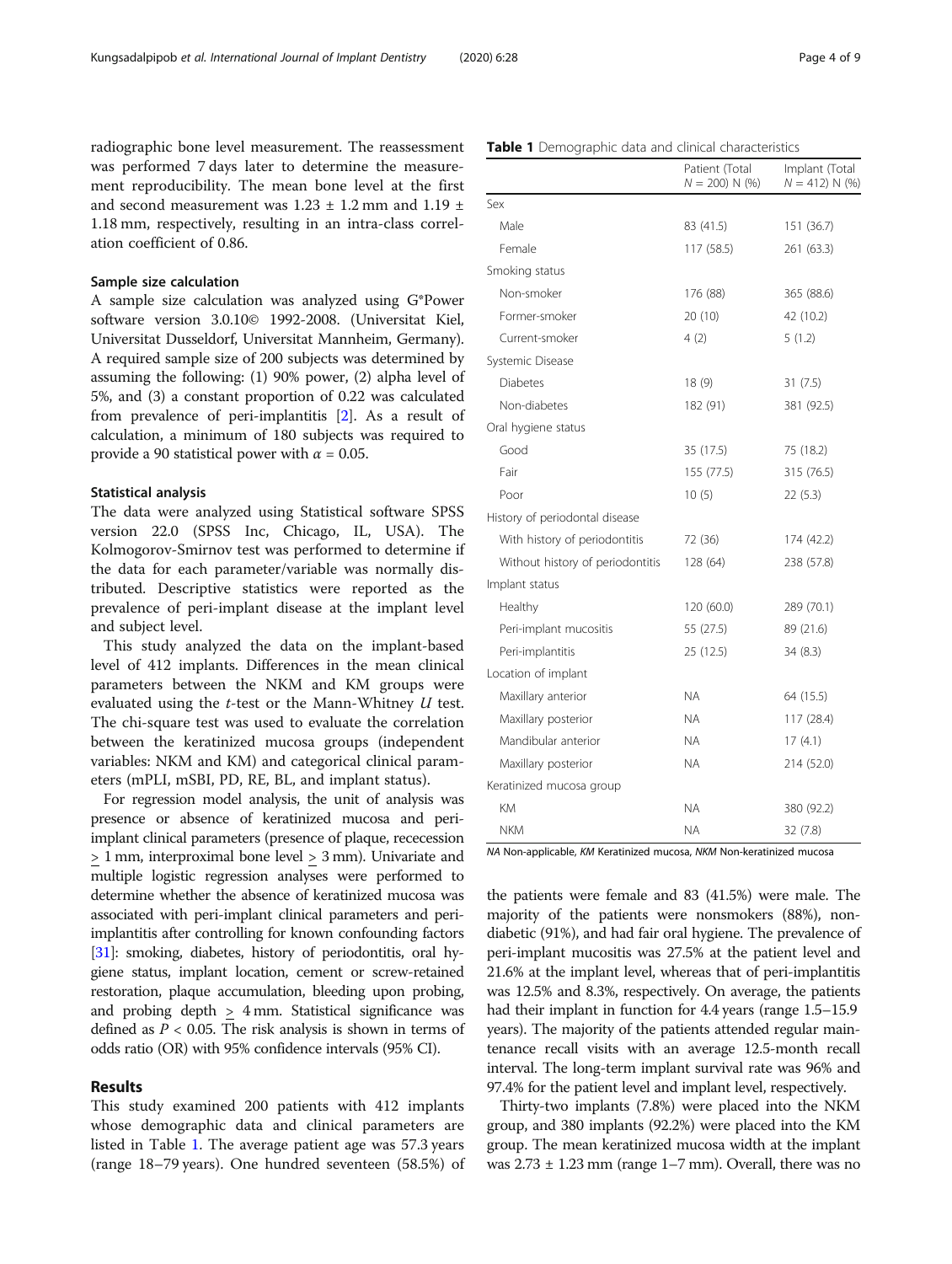radiographic bone level measurement. The reassessment was performed 7 days later to determine the measurement reproducibility. The mean bone level at the first and second measurement was 1.23 ± 1.2 mm and 1.19 ± 1.18 mm, respectively, resulting in an intra-class correlation coefficient of 0.86.

### Sample size calculation

A sample size calculation was analyzed using G*Power software version 3.0.10© 1992-2008. (Universitat Kiel, Universitat Dusseldorf, Universitat Mannheim, Germany). A required sample size of 200 subjects was determined by assuming the following: (1) 90% power, (2) alpha level of 5%, and (3) a constant proportion of 0.22 was calculated from prevalence of peri-implantitis [2]. As a result of calculation, a minimum of 180 subjects was required to provide a 90 statistical power with $\alpha = 0.05$.

### Statistical analysis

The data were analyzed using Statistical software SPSS version 22.0 (SPSS Inc, Chicago, IL, USA). The Kolmogorov-Smirnov test was performed to determine if the data for each parameter/variable was normally distributed. Descriptive statistics were reported as the prevalence of peri-implant disease at the implant level and subject level.

This study analyzed the data on the implant-based level of 412 implants. Differences in the mean clinical parameters between the NKM and KM groups were evaluated using the *t*-test or the Mann-Whitney *U* test. The chi-square test was used to evaluate the correlation between the keratinized mucosa groups (independent variables: NKM and KM) and categorical clinical parameters (mPLI, mSBI, PD, RE, BL, and implant status).

For regression model analysis, the unit of analysis was presence or absence of keratinized mucosa and peri-implant clinical parameters (presence of plaque, rececession $\geq$ 1 mm, interproximal bone level $\geq$ 3 mm). Univariate and multiple logistic regression analyses were performed to determine whether the absence of keratinized mucosa was associated with peri-implant clinical parameters and peri-implantitis after controlling for known confounding factors [31]: smoking, diabetes, history of periodontitis, oral hygiene status, implant location, cement or screw-retained restoration, plaque accumulation, bleeding upon probing, and probing depth $\geq$ 4 mm. Statistical significance was defined as $P < 0.05$. The risk analysis is shown in terms of odds ratio (OR) with 95% confidence intervals (95% CI).

## Results

This study examined 200 patients with 412 implants whose demographic data and clinical parameters are listed in Table 1. The average patient age was 57.3 years (range 18–79 years). One hundred seventeen (58.5%) of the patients were female and 83 (41.5%) were male. The majority of the patients were nonsmokers (88%), non-diabetic (91%), and had fair oral hygiene. The prevalence of peri-implant mucositis was 27.5% at the patient level and 21.6% at the implant level, whereas that of peri-implantitis was 12.5% and 8.3%, respectively. On average, the patients had their implant in function for 4.4 years (range 1.5–15.9 years). The majority of the patients attended regular maintenance recall visits with an average 12.5-month recall interval. The long-term implant survival rate was 96% and 97.4% for the patient level and implant level, respectively.

Thirty-two implants (7.8%) were placed into the NKM group, and 380 implants (92.2%) were placed into the KM group. The mean keratinized mucosa width at the implant was 2.73 ± 1.23 mm (range 1–7 mm). Overall, there was no

**Table 1** Demographic data and clinical characteristics

| | Patient (Total $N = 200$) N (%) | Implant (Total $N = 412$) N (%) |
|---|---|---|
| Sex | | |
| Male | 83 (41.5) | 151 (36.7) |
| Female | 117 (58.5) | 261 (63.3) |
| Smoking status | | |
| Non-smoker | 176 (88) | 365 (88.6) |
| Former-smoker | 20 (10) | 42 (10.2) |
| Current-smoker | 4 (2) | 5 (1.2) |
| Systemic Disease | | |
| Diabetes | 18 (9) | 31 (7.5) |
| Non-diabetes | 182 (91) | 381 (92.5) |
| Oral hygiene status | | |
| Good | 35 (17.5) | 75 (18.2) |
| Fair | 155 (77.5) | 315 (76.5) |
| Poor | 10 (5) | 22 (5.3) |
| History of periodontal disease | | |
| With history of periodontitis | 72 (36) | 174 (42.2) |
| Without history of periodontitis | 128 (64) | 238 (57.8) |
| Implant status | | |
| Healthy | 120 (60.0) | 289 (70.1) |
| Peri-implant mucositis | 55 (27.5) | 89 (21.6) |
| Peri-implantitis | 25 (12.5) | 34 (8.3) |
| Location of implant | | |
| Maxillary anterior | NA | 64 (15.5) |
| Maxillary posterior | NA | 117 (28.4) |
| Mandibular anterior | NA | 17 (4.1) |
| Maxillary posterior | NA | 214 (52.0) |
| Keratinized mucosa group | | |
| KM | NA | 380 (92.2) |
| NKM | NA | 32 (7.8) |

*NA* Non-applicable, *KM* Keratinized mucosa, *NKM* Non-keratinized mucosa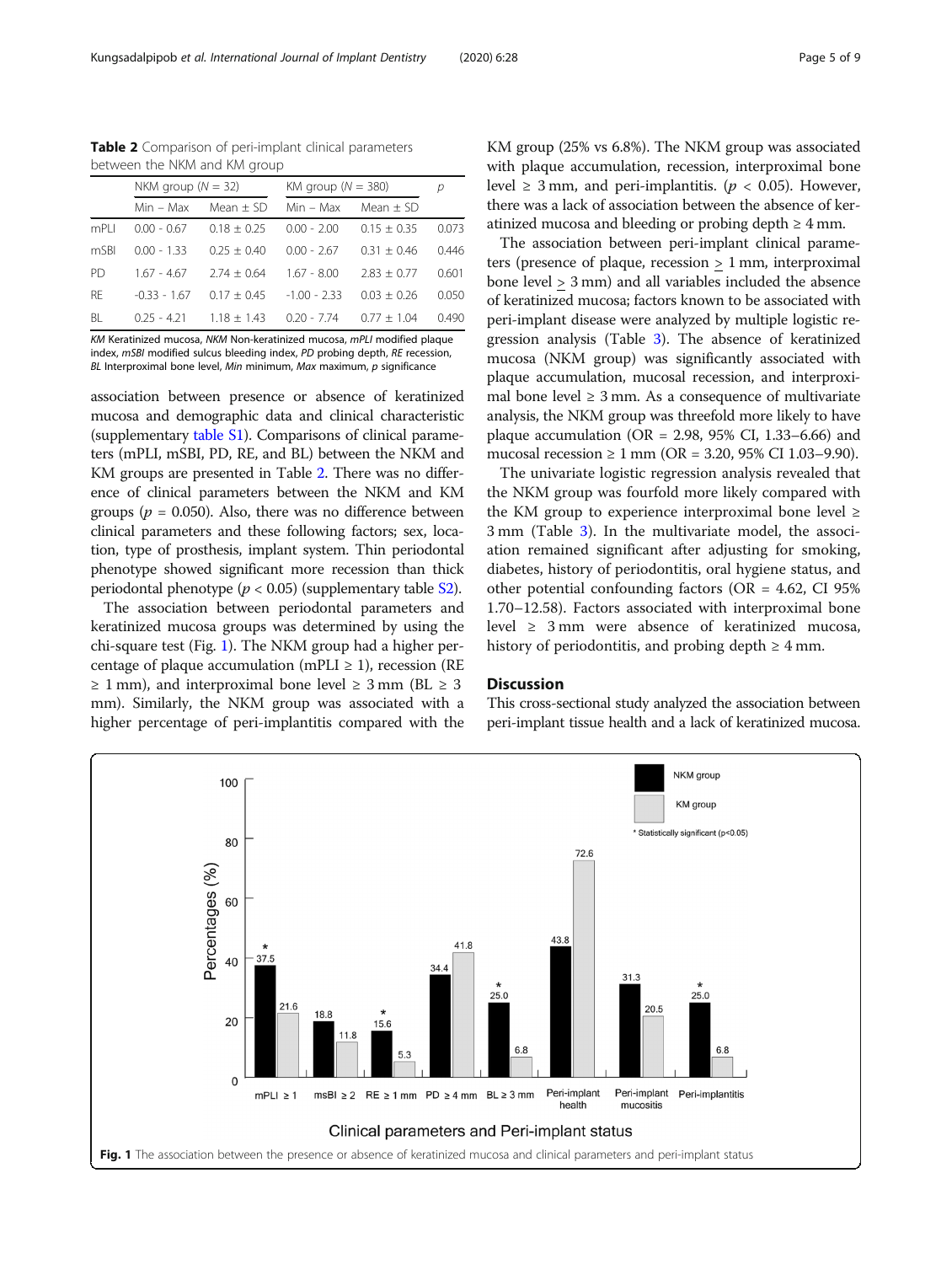**Table 2** Comparison of peri-implant clinical parameters between the NKM and KM group

| | NKM group ($N$ = 32) | | KM group ($N$ = 380) | | $p$ |
|---|---|---|---|---|---|
| | Min – Max | Mean ± SD | Min – Max | Mean ± SD | |
| mPLI | 0.00 - 0.67 | 0.18 ± 0.25 | 0.00 - 2.00 | 0.15 ± 0.35 | 0.073 |
| mSBI | 0.00 - 1.33 | 0.25 ± 0.40 | 0.00 - 2.67 | 0.31 ± 0.46 | 0.446 |
| PD | 1.67 - 4.67 | 2.74 ± 0.64 | 1.67 - 8.00 | 2.83 ± 0.77 | 0.601 |
| RE | -0.33 - 1.67 | 0.17 ± 0.45 | -1.00 - 2.33 | 0.03 ± 0.26 | 0.050 |
| BL | 0.25 - 4.21 | 1.18 ± 1.43 | 0.20 - 7.74 | 0.77 ± 1.04 | 0.490 |

*KM* Keratinized mucosa, *NKM* Non-keratinized mucosa, *mPLI* modified plaque index, *mSBI* modified sulcus bleeding index, *PD* probing depth, *RE* recession, *BL* Interproximal bone level, *Min* minimum, *Max* maximum, *p* significance

association between presence or absence of keratinized mucosa and demographic data and clinical characteristic (supplementary table S1). Comparisons of clinical parameters (mPLI, mSBI, PD, RE, and BL) between the NKM and KM groups are presented in Table 2. There was no difference of clinical parameters between the NKM and KM groups ($p$ = 0.050). Also, there was no difference between clinical parameters and these following factors; sex, location, type of prosthesis, implant system. Thin periodontal phenotype showed significant more recession than thick periodontal phenotype ($p < 0.05$) (supplementary table S2).

The association between periodontal parameters and keratinized mucosa groups was determined by using the chi-square test (Fig. 1). The NKM group had a higher percentage of plaque accumulation (mPLI ≥ 1), recession (RE ≥ 1 mm), and interproximal bone level ≥ 3 mm (BL ≥ 3 mm). Similarly, the NKM group was associated with a higher percentage of peri-implantitis compared with the KM group (25% vs 6.8%). The NKM group was associated with plaque accumulation, recession, interproximal bone level ≥ 3 mm, and peri-implantitis. ($p < 0.05$). However, there was a lack of association between the absence of keratinized mucosa and bleeding or probing depth ≥ 4 mm.

The association between peri-implant clinical parameters (presence of plaque, recession ≥ 1 mm, interproximal bone level ≥ 3 mm) and all variables included the absence of keratinized mucosa; factors known to be associated with peri-implant disease were analyzed by multiple logistic regression analysis (Table 3). The absence of keratinized mucosa (NKM group) was significantly associated with plaque accumulation, mucosal recession, and interproximal bone level ≥ 3 mm. As a consequence of multivariate analysis, the NKM group was threefold more likely to have plaque accumulation (OR = 2.98, 95% CI, 1.33–6.66) and mucosal recession ≥ 1 mm (OR = 3.20, 95% CI 1.03–9.90).

The univariate logistic regression analysis revealed that the NKM group was fourfold more likely compared with the KM group to experience interproximal bone level ≥ 3 mm (Table 3). In the multivariate model, the association remained significant after adjusting for smoking, diabetes, history of periodontitis, oral hygiene status, and other potential confounding factors (OR = 4.62, CI 95% 1.70–12.58). Factors associated with interproximal bone level ≥ 3 mm were absence of keratinized mucosa, history of periodontitis, and probing depth ≥ 4 mm.

## Discussion

This cross-sectional study analyzed the association between peri-implant tissue health and a lack of keratinized mucosa.

**Fig. 1** The association between the presence or absence of keratinized mucosa and clinical parameters and peri-implant status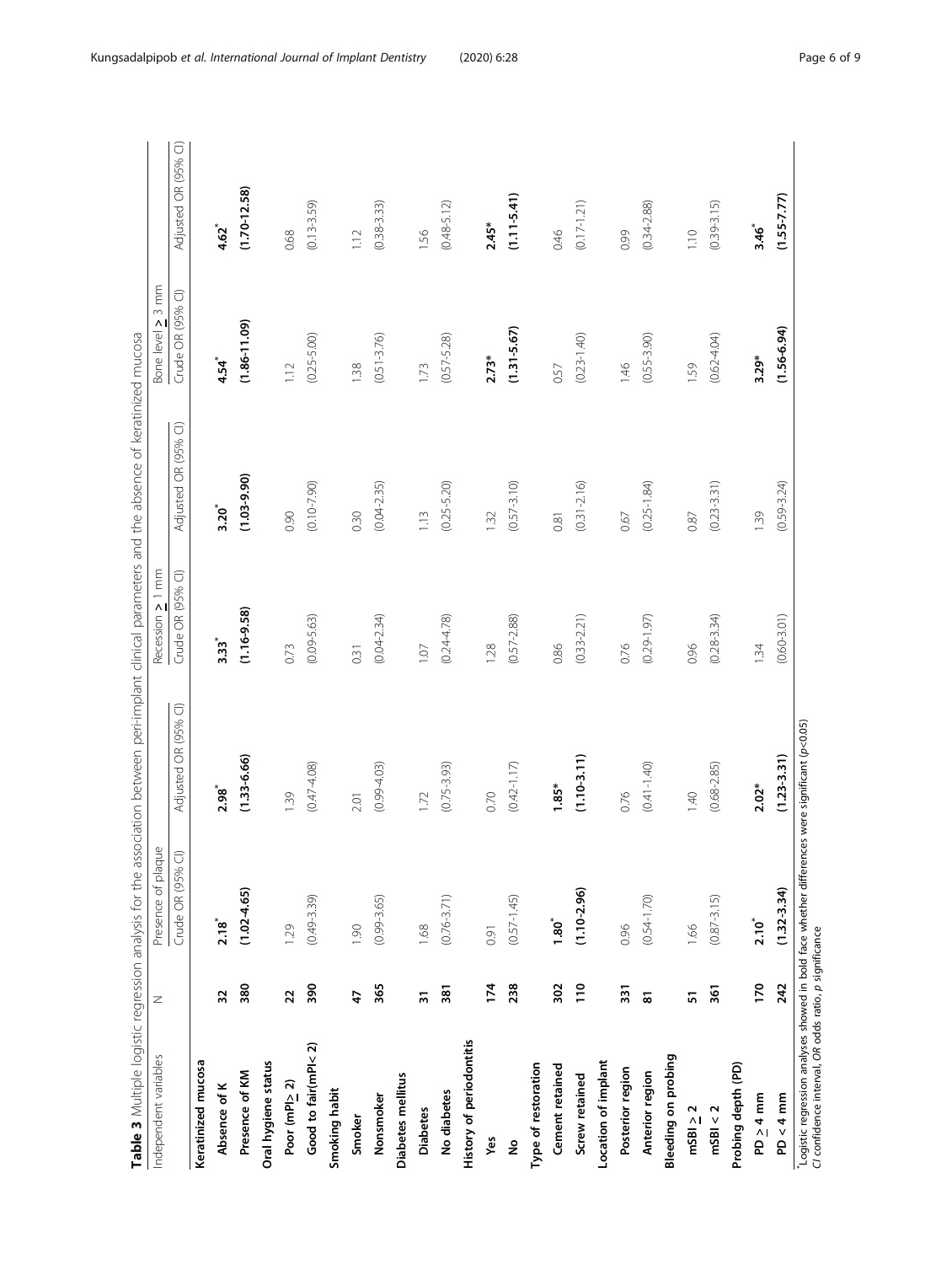**Table 3** Multiple logistic regression analysis for the association between peri-implant clinical parameters and the absence of keratinized mucosa

| Independent variables | N | Presence of plaque | | Recession ≥ 1 mm | | Bone level ≥ 3 mm | |
|---|---|---|---|---|---|---|---|
| | | Crude OR (95% CI) | Adjusted OR (95% CI) | Crude OR (95% CI) | Adjusted OR (95% CI) | Crude OR (95% CI) | Adjusted OR (95% CI) |
| **Keratinized mucosa** | | | | | | | |
| **Absence of K** | **32** | **2.18*** | **2.98*** | **3.33*** | **3.20*** | **4.54*** | **4.62*** |
| **Presence of KM** | **380** | **(1.02-4.65)** | **(1.33-6.66)** | **(1.16-9.58)** | **(1.03-9.90)** | **(1.86-11.09)** | **(1.70-12.58)** |
| **Oral hygiene status** | | | | | | | |
| **Poor (mPI≥ 2)** | **22** | 1.29 | 1.39 | 0.73 | 0.90 | 1.12 | 0.68 |
| **Good to fair(mPI< 2)** | **390** | (0.49-3.39) | (0.47-4.08) | (0.09-5.63) | (0.10-7.90) | (0.25-5.00) | (0.13-3.59) |
| **Smoking habit** | | | | | | | |
| **Smoker** | **47** | 1.90 | 2.01 | 0.31 | 0.30 | 1.38 | 1.12 |
| **Nonsmoker** | **365** | (0.99-3.65) | (0.99-4.03) | (0.04-2.34) | (0.04-2.35) | (0.51-3.76) | (0.38-3.33) |
| **Diabetes mellitus** | | | | | | | |
| **Diabetes** | **31** | 1.68 | 1.72 | 1.07 | 1.13 | 1.73 | 1.56 |
| **No diabetes** | **381** | (0.76-3.71) | (0.75-3.93) | (0.24-4.78) | (0.25-5.20) | (0.57-5.28) | (0.48-5.12) |
| **History of periodontitis** | | | | | | | |
| **Yes** | **174** | 0.91 | 0.70 | 1.28 | 1.32 | **2.73*** | **2.45*** |
| **No** | **238** | (0.57-1.45) | (0.42-1.17) | (0.57-2.88) | (0.57-3.10) | **(1.31-5.67)** | **(1.11-5.41)** |
| **Type of restoration** | | | | | | | |
| **Cement retained** | **302** | **1.80*** | **1.85*** | 0.86 | 0.81 | 0.57 | 0.46 |
| **Screw retained** | **110** | **(1.10-2.96)** | **(1.10-3.11)** | (0.33-2.21) | (0.31-2.16) | (0.23-1.40) | (0.17-1.21) |
| **Location of implant** | | | | | | | |
| **Posterior region** | **331** | 0.96 | 0.76 | 0.76 | 0.67 | 1.46 | 0.99 |
| **Anterior region** | **81** | (0.54-1.70) | (0.41-1.40) | (0.29-1.97) | (0.25-1.84) | (0.55-3.90) | (0.34-2.88) |
| **Bleeding on probing** | | | | | | | |
| **mSBI ≥ 2** | **51** | 1.66 | 1.40 | 0.96 | 0.87 | 1.59 | 1.10 |
| **mSBI < 2** | **361** | (0.87-3.15) | (0.68-2.85) | (0.28-3.34) | (0.23-3.31) | (0.62-4.04) | (0.39-3.15) |
| **Probing depth (PD)** | | | | | | | |
| **PD ≥ 4 mm** | **170** | **2.10*** | **2.02*** | 1.34 | 1.39 | **3.29*** | **3.46*** |
| **PD < 4 mm** | **242** | **(1.32-3.34)** | **(1.23-3.31)** | (0.60-3.01) | (0.59-3.24) | **(1.56-6.94)** | **(1.55-7.77)** |

*Logistic regression analyses showed in bold face whether differences were significant ($p$<0.05)
*CI* confidence interval, *OR* odds ratio, *p* significance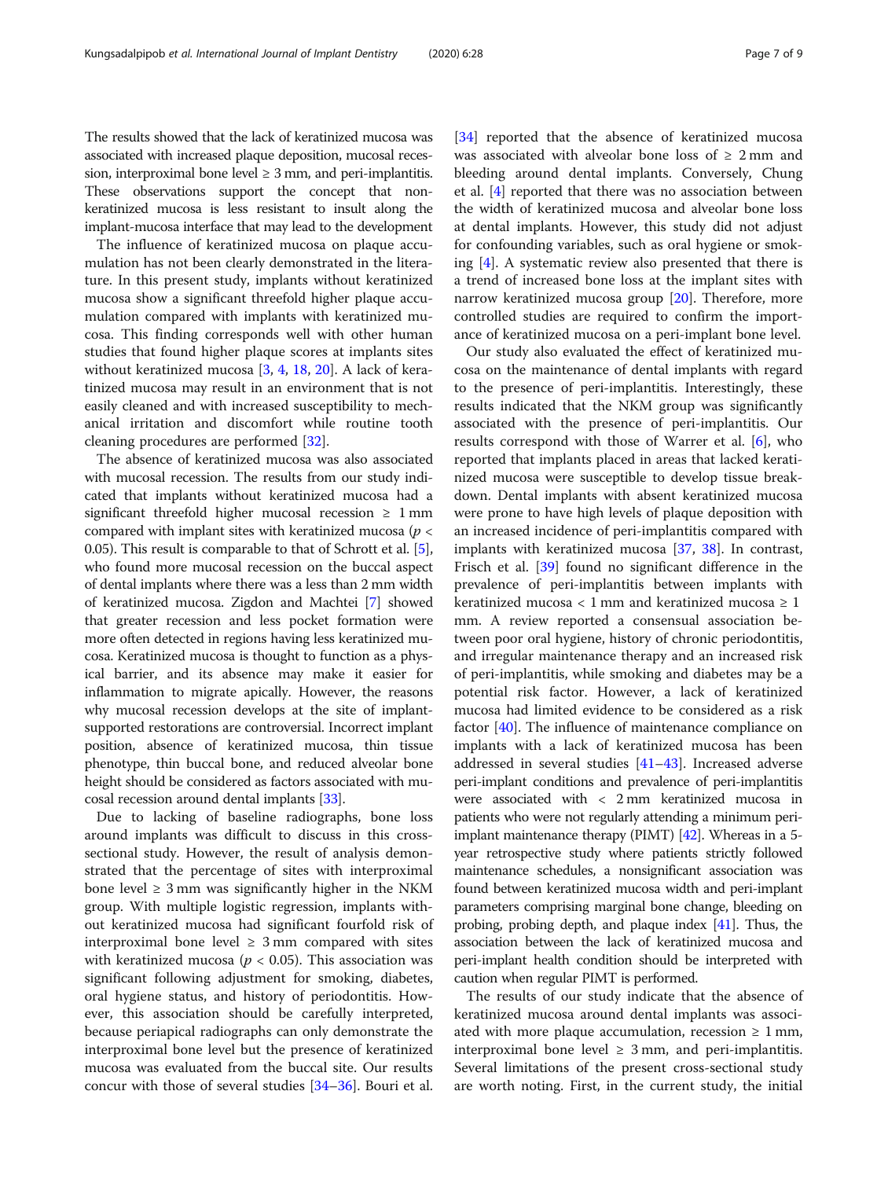The results showed that the lack of keratinized mucosa was associated with increased plaque deposition, mucosal recession, interproximal bone level ≥ 3 mm, and peri-implantitis. These observations support the concept that non-keratinized mucosa is less resistant to insult along the implant-mucosa interface that may lead to the development

The influence of keratinized mucosa on plaque accumulation has not been clearly demonstrated in the literature. In this present study, implants without keratinized mucosa show a significant threefold higher plaque accumulation compared with implants with keratinized mucosa. This finding corresponds well with other human studies that found higher plaque scores at implants sites without keratinized mucosa [3, 4, 18, 20]. A lack of keratinized mucosa may result in an environment that is not easily cleaned and with increased susceptibility to mechanical irritation and discomfort while routine tooth cleaning procedures are performed [32].

The absence of keratinized mucosa was also associated with mucosal recession. The results from our study indicated that implants without keratinized mucosa had a significant threefold higher mucosal recession ≥ 1 mm compared with implant sites with keratinized mucosa ($p < 0.05$). This result is comparable to that of Schrott et al. [5], who found more mucosal recession on the buccal aspect of dental implants where there was a less than 2 mm width of keratinized mucosa. Zigdon and Machtei [7] showed that greater recession and less pocket formation were more often detected in regions having less keratinized mucosa. Keratinized mucosa is thought to function as a physical barrier, and its absence may make it easier for inflammation to migrate apically. However, the reasons why mucosal recession develops at the site of implant-supported restorations are controversial. Incorrect implant position, absence of keratinized mucosa, thin tissue phenotype, thin buccal bone, and reduced alveolar bone height should be considered as factors associated with mucosal recession around dental implants [33].

Due to lacking of baseline radiographs, bone loss around implants was difficult to discuss in this cross-sectional study. However, the result of analysis demonstrated that the percentage of sites with interproximal bone level ≥ 3 mm was significantly higher in the NKM group. With multiple logistic regression, implants without keratinized mucosa had significant fourfold risk of interproximal bone level ≥ 3 mm compared with sites with keratinized mucosa ($p < 0.05$). This association was significant following adjustment for smoking, diabetes, oral hygiene status, and history of periodontitis. However, this association should be carefully interpreted, because periapical radiographs can only demonstrate the interproximal bone level but the presence of keratinized mucosa was evaluated from the buccal site. Our results concur with those of several studies [34–36]. Bouri et al. [34] reported that the absence of keratinized mucosa was associated with alveolar bone loss of ≥ 2 mm and bleeding around dental implants. Conversely, Chung et al. [4] reported that there was no association between the width of keratinized mucosa and alveolar bone loss at dental implants. However, this study did not adjust for confounding variables, such as oral hygiene or smoking [4]. A systematic review also presented that there is a trend of increased bone loss at the implant sites with narrow keratinized mucosa group [20]. Therefore, more controlled studies are required to confirm the importance of keratinized mucosa on a peri-implant bone level.

Our study also evaluated the effect of keratinized mucosa on the maintenance of dental implants with regard to the presence of peri-implantitis. Interestingly, these results indicated that the NKM group was significantly associated with the presence of peri-implantitis. Our results correspond with those of Warrer et al. [6], who reported that implants placed in areas that lacked keratinized mucosa were susceptible to develop tissue breakdown. Dental implants with absent keratinized mucosa were prone to have high levels of plaque deposition with an increased incidence of peri-implantitis compared with implants with keratinized mucosa [37, 38]. In contrast, Frisch et al. [39] found no significant difference in the prevalence of peri-implantitis between implants with keratinized mucosa < 1 mm and keratinized mucosa ≥ 1 mm. A review reported a consensual association between poor oral hygiene, history of chronic periodontitis, and irregular maintenance therapy and an increased risk of peri-implantitis, while smoking and diabetes may be a potential risk factor. However, a lack of keratinized mucosa had limited evidence to be considered as a risk factor [40]. The influence of maintenance compliance on implants with a lack of keratinized mucosa has been addressed in several studies [41–43]. Increased adverse peri-implant conditions and prevalence of peri-implantitis were associated with < 2 mm keratinized mucosa in patients who were not regularly attending a minimum peri-implant maintenance therapy (PIMT) [42]. Whereas in a 5-year retrospective study where patients strictly followed maintenance schedules, a nonsignificant association was found between keratinized mucosa width and peri-implant parameters comprising marginal bone change, bleeding on probing, probing depth, and plaque index [41]. Thus, the association between the lack of keratinized mucosa and peri-implant health condition should be interpreted with caution when regular PIMT is performed.

The results of our study indicate that the absence of keratinized mucosa around dental implants was associated with more plaque accumulation, recession ≥ 1 mm, interproximal bone level ≥ 3 mm, and peri-implantitis. Several limitations of the present cross-sectional study are worth noting. First, in the current study, the initial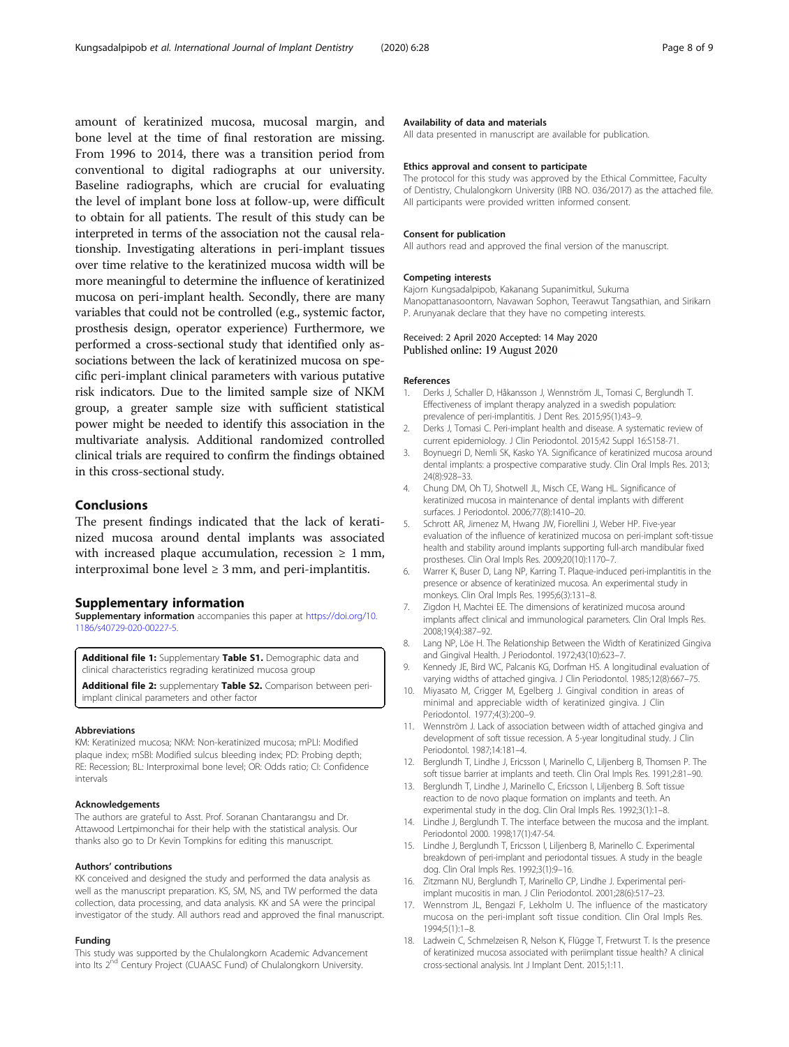amount of keratinized mucosa, mucosal margin, and bone level at the time of final restoration are missing. From 1996 to 2014, there was a transition period from conventional to digital radiographs at our university. Baseline radiographs, which are crucial for evaluating the level of implant bone loss at follow-up, were difficult to obtain for all patients. The result of this study can be interpreted in terms of the association not the causal relationship. Investigating alterations in peri-implant tissues over time relative to the keratinized mucosa width will be more meaningful to determine the influence of keratinized mucosa on peri-implant health. Secondly, there are many variables that could not be controlled (e.g., systemic factor, prosthesis design, operator experience) Furthermore, we performed a cross-sectional study that identified only associations between the lack of keratinized mucosa on specific peri-implant clinical parameters with various putative risk indicators. Due to the limited sample size of NKM group, a greater sample size with sufficient statistical power might be needed to identify this association in the multivariate analysis. Additional randomized controlled clinical trials are required to confirm the findings obtained in this cross-sectional study.

## Conclusions

The present findings indicated that the lack of keratinized mucosa around dental implants was associated with increased plaque accumulation, recession ≥ 1 mm, interproximal bone level ≥ 3 mm, and peri-implantitis.

## Supplementary information

**Supplementary information** accompanies this paper at https://doi.org/10.1186/s40729-020-00227-5.

**Additional file 1:** Supplementary **Table S1.** Demographic data and clinical characteristics regrading keratinized mucosa group

**Additional file 2:** supplementary **Table S2.** Comparison between peri-implant clinical parameters and other factor

#### Abbreviations

KM: Keratinized mucosa; NKM: Non-keratinized mucosa; mPLI: Modified plaque index; mSBI: Modified sulcus bleeding index; PD: Probing depth; RE: Recession; BL: Interproximal bone level; OR: Odds ratio; CI: Confidence intervals

#### Acknowledgements

The authors are grateful to Asst. Prof. Soranan Chantarangsu and Dr. Attawood Lertpimonchai for their help with the statistical analysis. Our thanks also go to Dr Kevin Tompkins for editing this manuscript.

#### Authors' contributions

KK conceived and designed the study and performed the data analysis as well as the manuscript preparation. KS, SM, NS, and TW performed the data collection, data processing, and data analysis. KK and SA were the principal investigator of the study. All authors read and approved the final manuscript.

#### Funding

This study was supported by the Chulalongkorn Academic Advancement into Its 2nd Century Project (CUAASC Fund) of Chulalongkorn University.

#### Availability of data and materials

All data presented in manuscript are available for publication.

#### Ethics approval and consent to participate

The protocol for this study was approved by the Ethical Committee, Faculty of Dentistry, Chulalongkorn University (IRB NO. 036/2017) as the attached file. All participants were provided written informed consent.

#### Consent for publication

All authors read and approved the final version of the manuscript.

#### Competing interests

Kajorn Kungsadalpipob, Kakanang Supanimitkul, Sukuma Manopattanasoontorn, Navawan Sophon, Teerawut Tangsathian, and Sirikarn P. Arunyanak declare that they have no competing interests.

Received: 2 April 2020 Accepted: 14 May 2020
Published online: 19 August 2020

#### References

1. Derks J, Schaller D, Håkansson J, Wennström JL, Tomasi C, Berglundh T. Effectiveness of implant therapy analyzed in a swedish population: prevalence of peri-implantitis. J Dent Res. 2015;95(1):43–9.
2. Derks J, Tomasi C. Peri-implant health and disease. A systematic review of current epidemiology. J Clin Periodontol. 2015;42 Suppl 16:S158-71.
3. Boynuegri D, Nemli SK, Kasko YA. Significance of keratinized mucosa around dental implants: a prospective comparative study. Clin Oral Impls Res. 2013; 24(8):928–33.
4. Chung DM, Oh TJ, Shotwell JL, Misch CE, Wang HL. Significance of keratinized mucosa in maintenance of dental implants with different surfaces. J Periodontol. 2006;77(8):1410–20.
5. Schrott AR, Jimenez M, Hwang JW, Fiorellini J, Weber HP. Five-year evaluation of the influence of keratinized mucosa on peri-implant soft-tissue health and stability around implants supporting full-arch mandibular fixed prostheses. Clin Oral Impls Res. 2009;20(10):1170–7.
6. Warrer K, Buser D, Lang NP, Karring T. Plaque-induced peri-implantitis in the presence or absence of keratinized mucosa. An experimental study in monkeys. Clin Oral Impls Res. 1995;6(3):131–8.
7. Zigdon H, Machtei EE. The dimensions of keratinized mucosa around implants affect clinical and immunological parameters. Clin Oral Impls Res. 2008;19(4):387–92.
8. Lang NP, Löe H. The Relationship Between the Width of Keratinized Gingiva and Gingival Health. J Periodontol. 1972;43(10):623–7.
9. Kennedy JE, Bird WC, Palcanis KG, Dorfman HS. A longitudinal evaluation of varying widths of attached gingiva. J Clin Periodontol. 1985;12(8):667–75.
10. Miyasato M, Crigger M, Egelberg J. Gingival condition in areas of minimal and appreciable width of keratinized gingiva. J Clin Periodontol. 1977;4(3):200–9.
11. Wennström J. Lack of association between width of attached gingiva and development of soft tissue recession. A 5-year longitudinal study. J Clin Periodontol. 1987;14:181–4.
12. Berglundh T, Lindhe J, Ericsson I, Marinello C, Liljenberg B, Thomsen P. The soft tissue barrier at implants and teeth. Clin Oral Impls Res. 1991;2:81–90.
13. Berglundh T, Lindhe J, Marinello C, Ericsson I, Liljenberg B. Soft tissue reaction to de novo plaque formation on implants and teeth. An experimental study in the dog. Clin Oral Impls Res. 1992;3(1):1–8.
14. Lindhe J, Berglundh T. The interface between the mucosa and the implant. Periodontol 2000. 1998;17(1):47-54.
15. Lindhe J, Berglundh T, Ericsson I, Liljenberg B, Marinello C. Experimental breakdown of peri-implant and periodontal tissues. A study in the beagle dog. Clin Oral Impls Res. 1992;3(1):9–16.
16. Zitzmann NU, Berglundh T, Marinello CP, Lindhe J. Experimental peri-implant mucositis in man. J Clin Periodontol. 2001;28(6):517–23.
17. Wennstrom JL, Bengazi F, Lekholm U. The influence of the masticatory mucosa on the peri-implant soft tissue condition. Clin Oral Impls Res. 1994;5(1):1–8.
18. Ladwein C, Schmelzeisen R, Nelson K, Flügge T, Fretwurst T. Is the presence of keratinized mucosa associated with periimplant tissue health? A clinical cross-sectional analysis. Int J Implant Dent. 2015;1:11.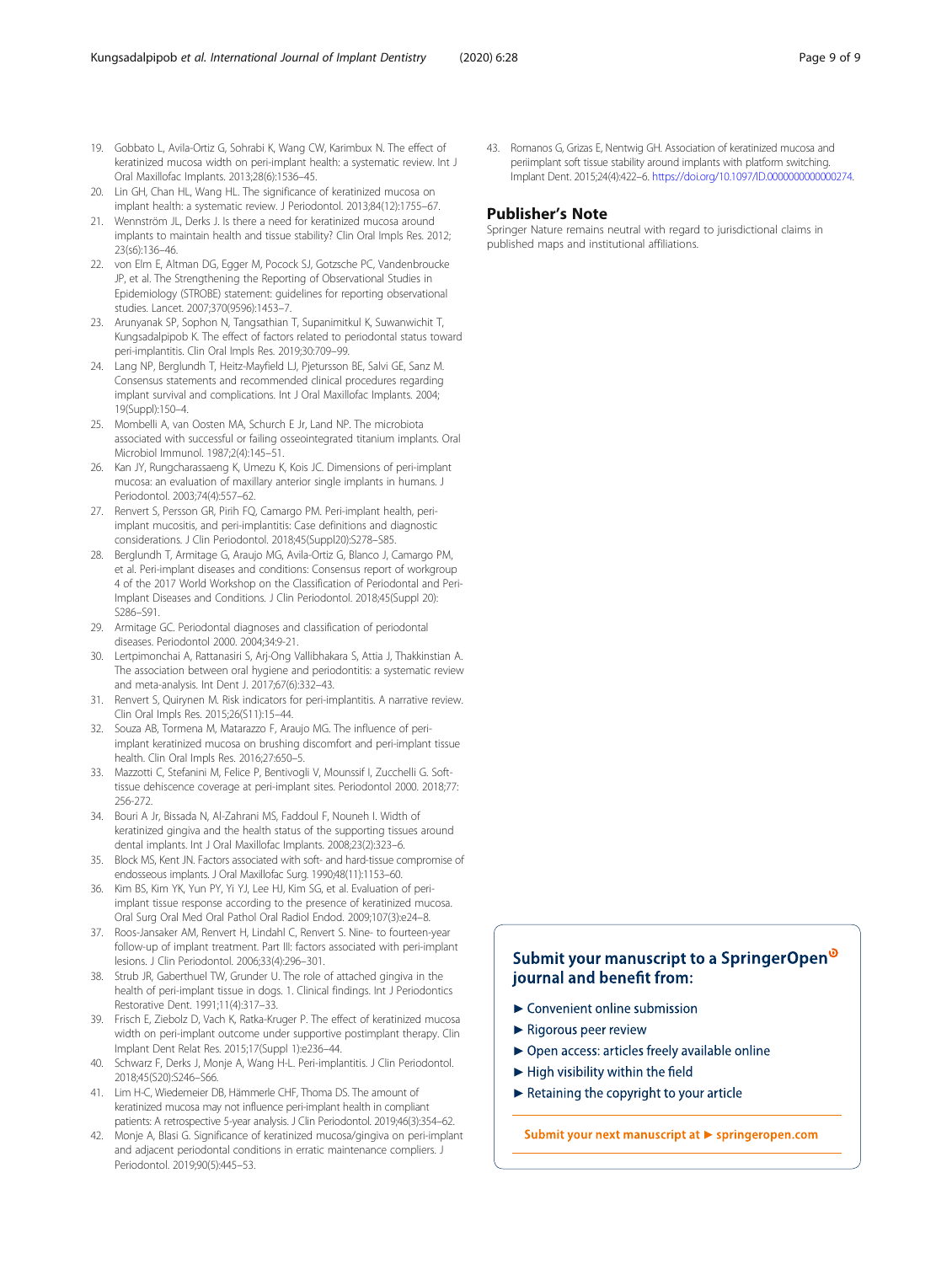19. Gobbato L, Avila-Ortiz G, Sohrabi K, Wang CW, Karimbux N. The effect of keratinized mucosa width on peri-implant health: a systematic review. Int J Oral Maxillofac Implants. 2013;28(6):1536–45.
20. Lin GH, Chan HL, Wang HL. The significance of keratinized mucosa on implant health: a systematic review. J Periodontol. 2013;84(12):1755–67.
21. Wennström JL, Derks J. Is there a need for keratinized mucosa around implants to maintain health and tissue stability? Clin Oral Impls Res. 2012; 23(s6):136–46.
22. von Elm E, Altman DG, Egger M, Pocock SJ, Gotzsche PC, Vandenbroucke JP, et al. The Strengthening the Reporting of Observational Studies in Epidemiology (STROBE) statement: guidelines for reporting observational studies. Lancet. 2007;370(9596):1453–7.
23. Arunyanak SP, Sophon N, Tangsathian T, Supanimitkul K, Suwanwichit T, Kungsadalpipob K. The effect of factors related to periodontal status toward peri-implantitis. Clin Oral Impls Res. 2019;30:709–99.
24. Lang NP, Berglundh T, Heitz-Mayfield LJ, Pjetursson BE, Salvi GE, Sanz M. Consensus statements and recommended clinical procedures regarding implant survival and complications. Int J Oral Maxillofac Implants. 2004; 19(Suppl):150–4.
25. Mombelli A, van Oosten MA, Schurch E Jr, Land NP. The microbiota associated with successful or failing osseointegrated titanium implants. Oral Microbiol Immunol. 1987;2(4):145–51.
26. Kan JY, Rungcharassaeng K, Umezu K, Kois JC. Dimensions of peri-implant mucosa: an evaluation of maxillary anterior single implants in humans. J Periodontol. 2003;74(4):557–62.
27. Renvert S, Persson GR, Pirih FQ, Camargo PM. Peri-implant health, peri-implant mucositis, and peri-implantitis: Case definitions and diagnostic considerations. J Clin Periodontol. 2018;45(Suppl20):S278–S85.
28. Berglundh T, Armitage G, Araujo MG, Avila-Ortiz G, Blanco J, Camargo PM, et al. Peri-implant diseases and conditions: Consensus report of workgroup 4 of the 2017 World Workshop on the Classification of Periodontal and Peri-Implant Diseases and Conditions. J Clin Periodontol. 2018;45(Suppl 20): S286–S91.
29. Armitage GC. Periodontal diagnoses and classification of periodontal diseases. Periodontol 2000. 2004;34:9-21.
30. Lertpimonchai A, Rattanasiri S, Arj-Ong Vallibhakara S, Attia J, Thakkinstian A. The association between oral hygiene and periodontitis: a systematic review and meta-analysis. Int Dent J. 2017;67(6):332–43.
31. Renvert S, Quirynen M. Risk indicators for peri-implantitis. A narrative review. Clin Oral Impls Res. 2015;26(S11):15–44.
32. Souza AB, Tormena M, Matarazzo F, Araujo MG. The influence of peri-implant keratinized mucosa on brushing discomfort and peri-implant tissue health. Clin Oral Impls Res. 2016;27:650–5.
33. Mazzotti C, Stefanini M, Felice P, Bentivogli V, Mounssif I, Zucchelli G. Soft-tissue dehiscence coverage at peri-implant sites. Periodontol 2000. 2018;77: 256-272.
34. Bouri A Jr, Bissada N, Al-Zahrani MS, Faddoul F, Nouneh I. Width of keratinized gingiva and the health status of the supporting tissues around dental implants. Int J Oral Maxillofac Implants. 2008;23(2):323–6.
35. Block MS, Kent JN. Factors associated with soft- and hard-tissue compromise of endosseous implants. J Oral Maxillofac Surg. 1990;48(11):1153–60.
36. Kim BS, Kim YK, Yun PY, Yi YJ, Lee HJ, Kim SG, et al. Evaluation of peri-implant tissue response according to the presence of keratinized mucosa. Oral Surg Oral Med Oral Pathol Oral Radiol Endod. 2009;107(3):e24–8.
37. Roos-Jansaker AM, Renvert H, Lindahl C, Renvert S. Nine- to fourteen-year follow-up of implant treatment. Part III: factors associated with peri-implant lesions. J Clin Periodontol. 2006;33(4):296–301.
38. Strub JR, Gaberthuel TW, Grunder U. The role of attached gingiva in the health of peri-implant tissue in dogs. 1. Clinical findings. Int J Periodontics Restorative Dent. 1991;11(4):317–33.
39. Frisch E, Ziebolz D, Vach K, Ratka-Kruger P. The effect of keratinized mucosa width on peri-implant outcome under supportive postimplant therapy. Clin Implant Dent Relat Res. 2015;17(Suppl 1):e236–44.
40. Schwarz F, Derks J, Monje A, Wang H-L. Peri-implantitis. J Clin Periodontol. 2018;45(S20):S246–S66.
41. Lim H-C, Wiedemeier DB, Hämmerle CHF, Thoma DS. The amount of keratinized mucosa may not influence peri-implant health in compliant patients: A retrospective 5-year analysis. J Clin Periodontol. 2019;46(3):354–62.
42. Monje A, Blasi G. Significance of keratinized mucosa/gingiva on peri-implant and adjacent periodontal conditions in erratic maintenance compliers. J Periodontol. 2019;90(5):445–53.
43. Romanos G, Grizas E, Nentwig GH. Association of keratinized mucosa and periimplant soft tissue stability around implants with platform switching. Implant Dent. 2015;24(4):422–6. https://doi.org/10.1097/ID.0000000000000274.

## Publisher's Note

Springer Nature remains neutral with regard to jurisdictional claims in published maps and institutional affiliations.

**Submit your manuscript to a SpringerOpen journal and benefit from:**

- ► Convenient online submission
- ► Rigorous peer review
- ► Open access: articles freely available online
- ► High visibility within the field
- ► Retaining the copyright to your article

Submit your next manuscript at ► springeropen.com